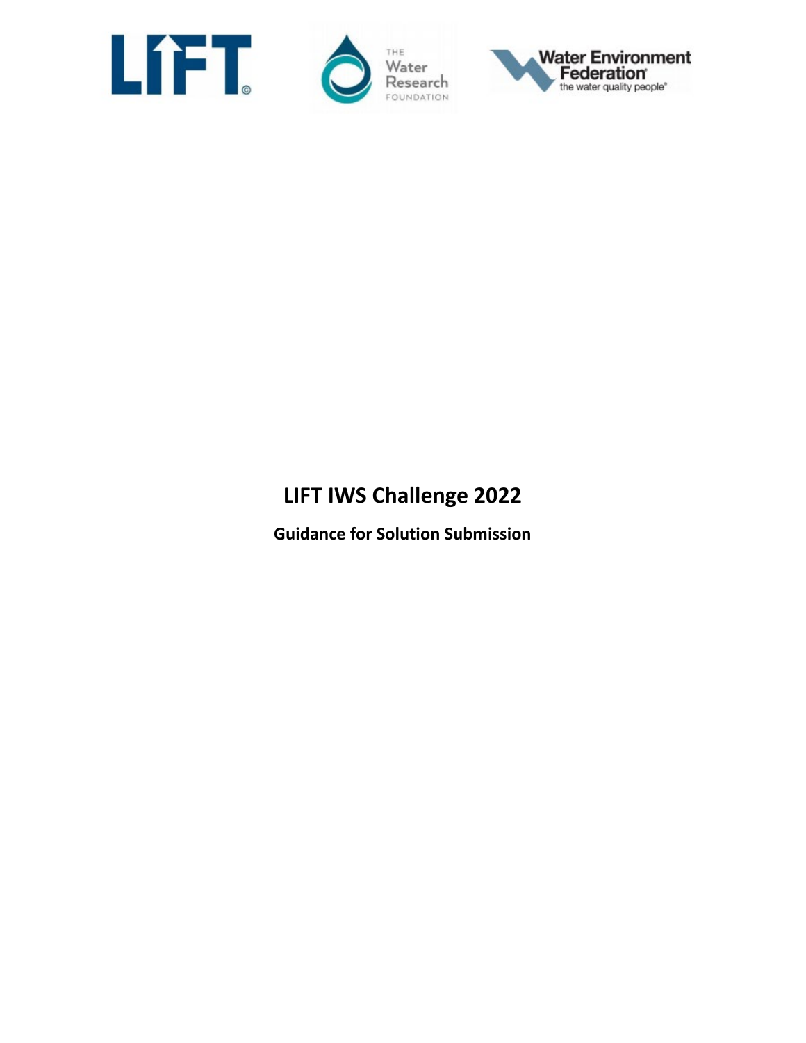# LIFT IWS Challenge 2022

**Guidance for Solution Submission**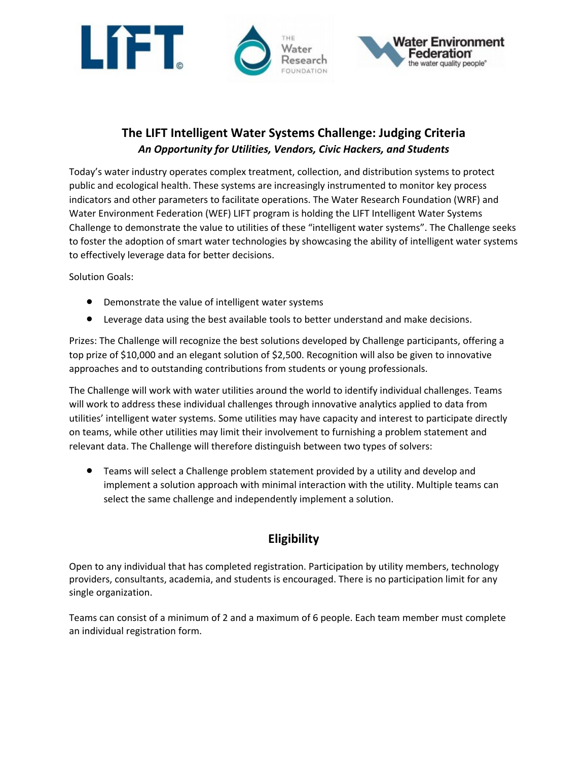# The LIFT Intelligent Water Systems Challenge: Judging Criteria

***An Opportunity for Utilities, Vendors, Civic Hackers, and Students***

Today's water industry operates complex treatment, collection, and distribution systems to protect public and ecological health. These systems are increasingly instrumented to monitor key process indicators and other parameters to facilitate operations. The Water Research Foundation (WRF) and Water Environment Federation (WEF) LIFT program is holding the LIFT Intelligent Water Systems Challenge to demonstrate the value to utilities of these "intelligent water systems". The Challenge seeks to foster the adoption of smart water technologies by showcasing the ability of intelligent water systems to effectively leverage data for better decisions.

Solution Goals:

- Demonstrate the value of intelligent water systems
- Leverage data using the best available tools to better understand and make decisions.

Prizes: The Challenge will recognize the best solutions developed by Challenge participants, offering a top prize of $10,000 and an elegant solution of $2,500. Recognition will also be given to innovative approaches and to outstanding contributions from students or young professionals.

The Challenge will work with water utilities around the world to identify individual challenges. Teams will work to address these individual challenges through innovative analytics applied to data from utilities' intelligent water systems. Some utilities may have capacity and interest to participate directly on teams, while other utilities may limit their involvement to furnishing a problem statement and relevant data. The Challenge will therefore distinguish between two types of solvers:

- Teams will select a Challenge problem statement provided by a utility and develop and implement a solution approach with minimal interaction with the utility. Multiple teams can select the same challenge and independently implement a solution.

## Eligibility

Open to any individual that has completed registration. Participation by utility members, technology providers, consultants, academia, and students is encouraged. There is no participation limit for any single organization.

Teams can consist of a minimum of 2 and a maximum of 6 people. Each team member must complete an individual registration form.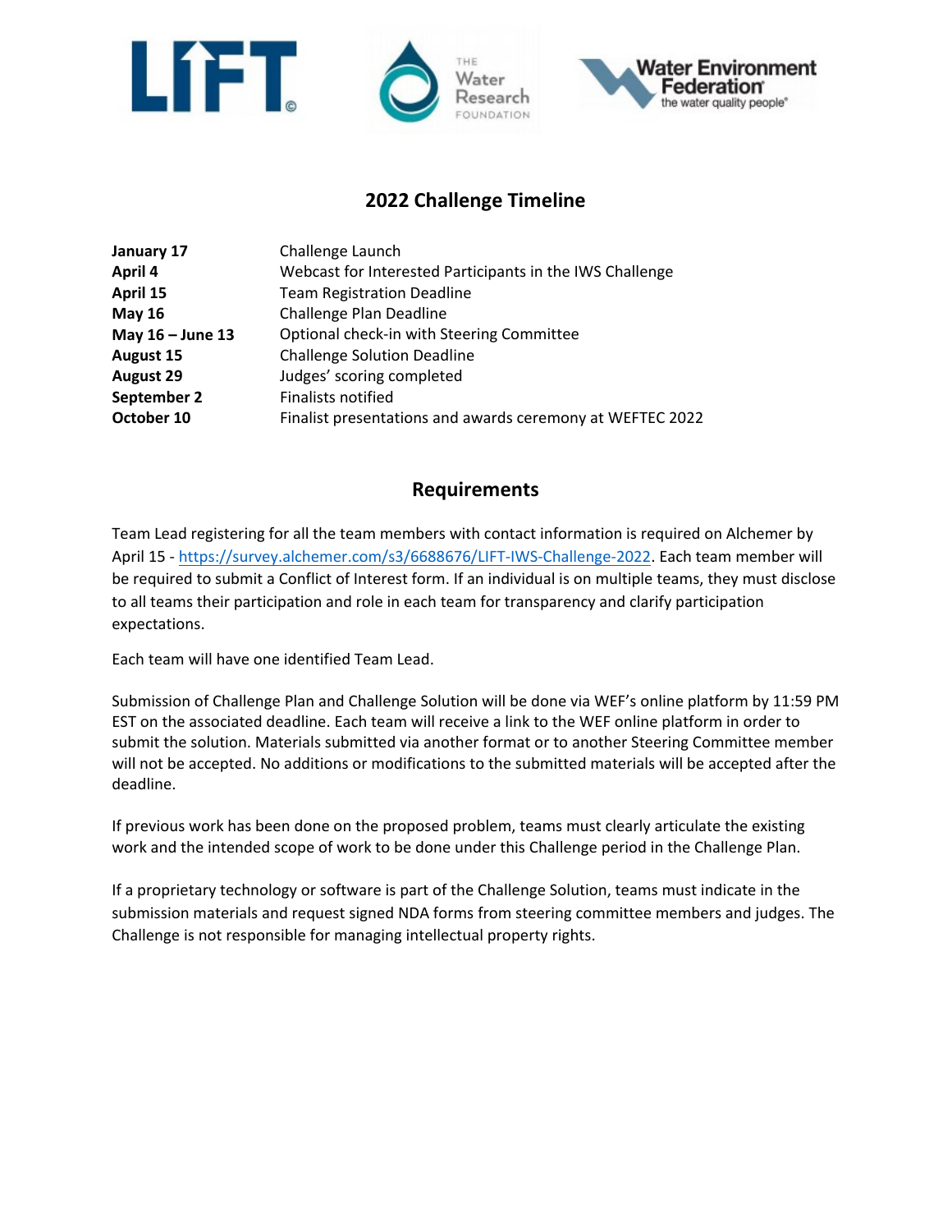## 2022 Challenge Timeline

| | |
|---|---|
| **January 17** | Challenge Launch |
| **April 4** | Webcast for Interested Participants in the IWS Challenge |
| **April 15** | Team Registration Deadline |
| **May 16** | Challenge Plan Deadline |
| **May 16 – June 13** | Optional check-in with Steering Committee |
| **August 15** | Challenge Solution Deadline |
| **August 29** | Judges' scoring completed |
| **September 2** | Finalists notified |
| **October 10** | Finalist presentations and awards ceremony at WEFTEC 2022 |

## Requirements

Team Lead registering for all the team members with contact information is required on Alchemer by April 15 - https://survey.alchemer.com/s3/6688676/LIFT-IWS-Challenge-2022. Each team member will be required to submit a Conflict of Interest form. If an individual is on multiple teams, they must disclose to all teams their participation and role in each team for transparency and clarify participation expectations.

Each team will have one identified Team Lead.

Submission of Challenge Plan and Challenge Solution will be done via WEF's online platform by 11:59 PM EST on the associated deadline. Each team will receive a link to the WEF online platform in order to submit the solution. Materials submitted via another format or to another Steering Committee member will not be accepted. No additions or modifications to the submitted materials will be accepted after the deadline.

If previous work has been done on the proposed problem, teams must clearly articulate the existing work and the intended scope of work to be done under this Challenge period in the Challenge Plan.

If a proprietary technology or software is part of the Challenge Solution, teams must indicate in the submission materials and request signed NDA forms from steering committee members and judges. The Challenge is not responsible for managing intellectual property rights.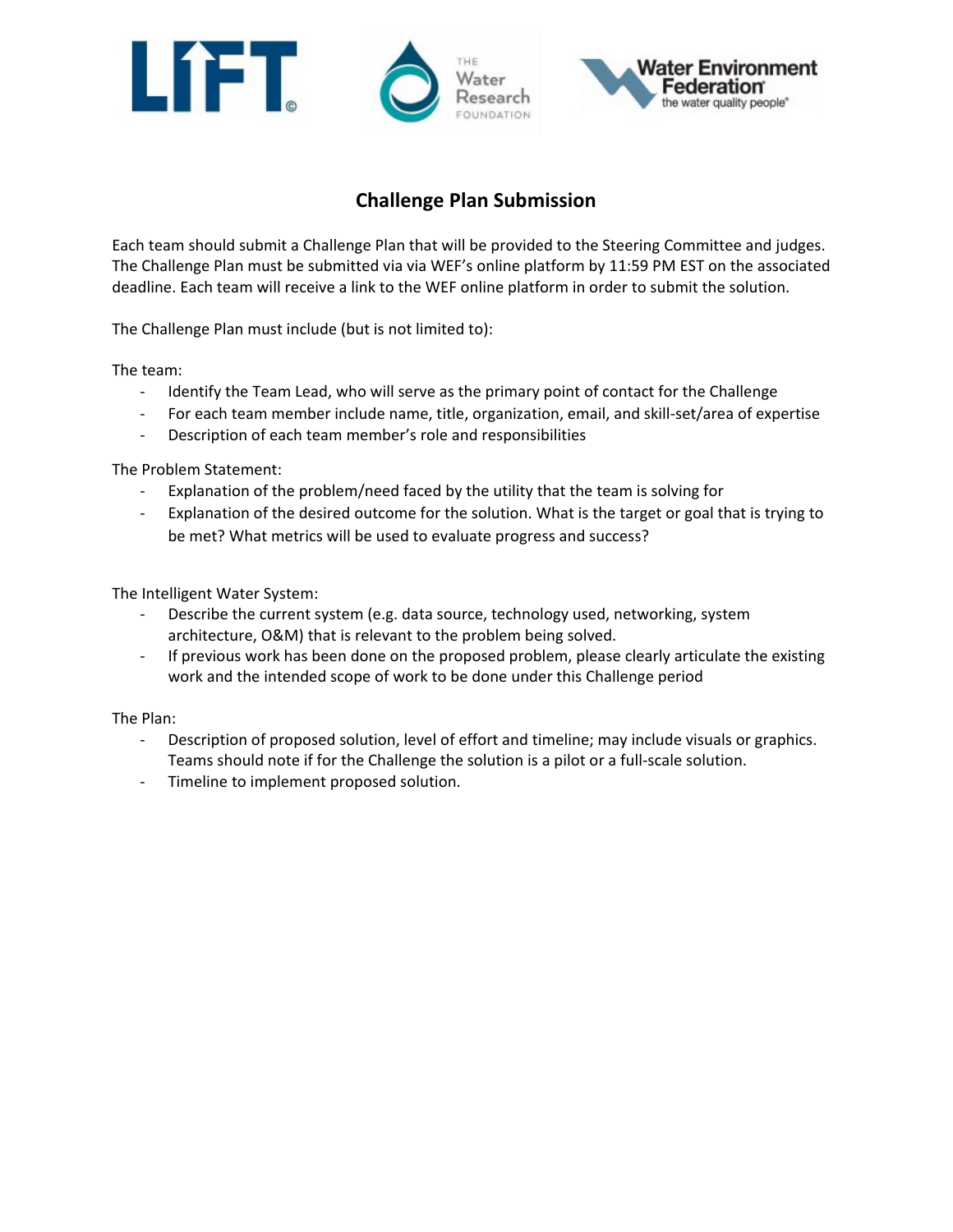## Challenge Plan Submission

Each team should submit a Challenge Plan that will be provided to the Steering Committee and judges. The Challenge Plan must be submitted via via WEF's online platform by 11:59 PM EST on the associated deadline. Each team will receive a link to the WEF online platform in order to submit the solution.

The Challenge Plan must include (but is not limited to):

The team:

- Identify the Team Lead, who will serve as the primary point of contact for the Challenge
- For each team member include name, title, organization, email, and skill-set/area of expertise
- Description of each team member's role and responsibilities

The Problem Statement:

- Explanation of the problem/need faced by the utility that the team is solving for
- Explanation of the desired outcome for the solution. What is the target or goal that is trying to be met? What metrics will be used to evaluate progress and success?

The Intelligent Water System:

- Describe the current system (e.g. data source, technology used, networking, system architecture, O&M) that is relevant to the problem being solved.
- If previous work has been done on the proposed problem, please clearly articulate the existing work and the intended scope of work to be done under this Challenge period

The Plan:

- Description of proposed solution, level of effort and timeline; may include visuals or graphics. Teams should note if for the Challenge the solution is a pilot or a full-scale solution.
- Timeline to implement proposed solution.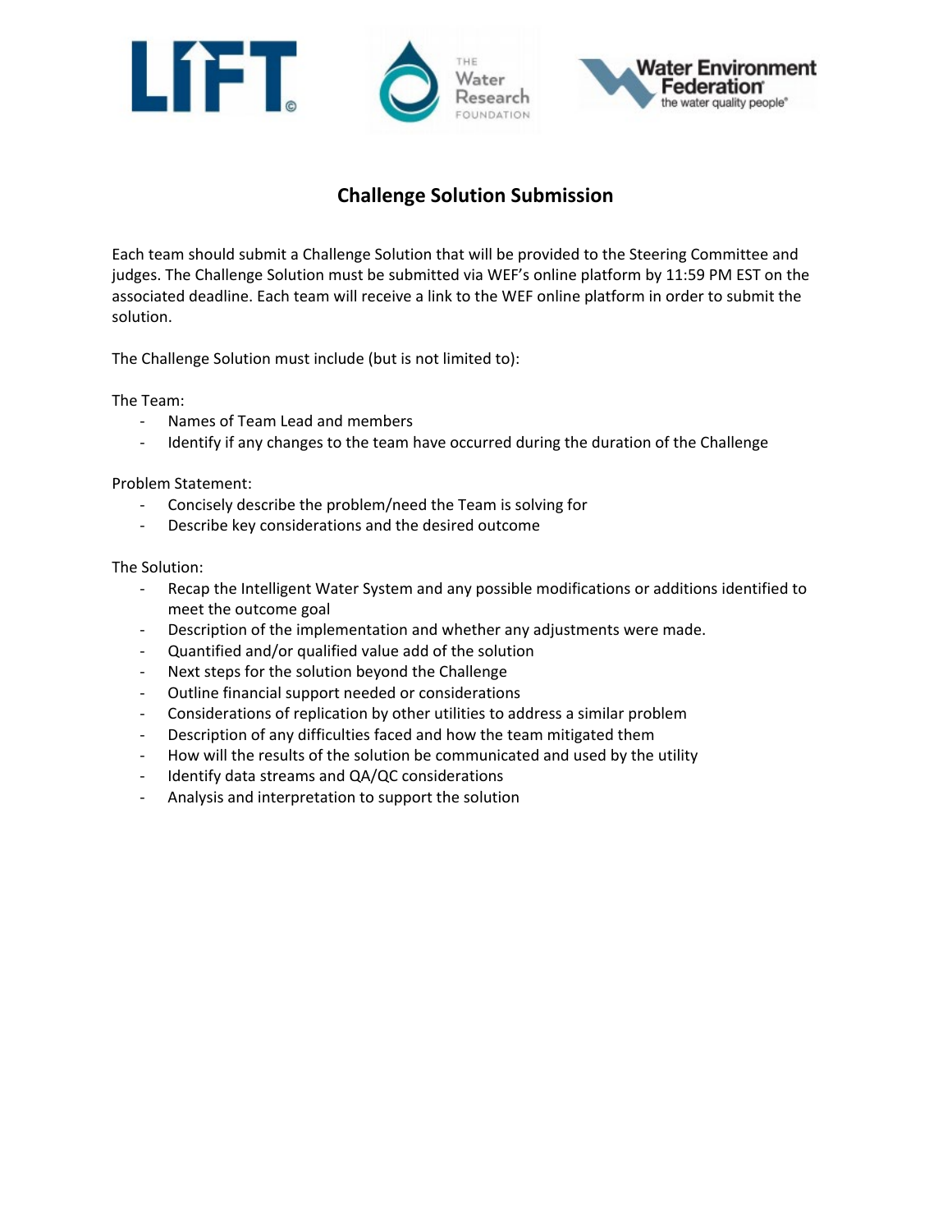## Challenge Solution Submission

Each team should submit a Challenge Solution that will be provided to the Steering Committee and judges. The Challenge Solution must be submitted via WEF's online platform by 11:59 PM EST on the associated deadline. Each team will receive a link to the WEF online platform in order to submit the solution.

The Challenge Solution must include (but is not limited to):

The Team:

- Names of Team Lead and members
- Identify if any changes to the team have occurred during the duration of the Challenge

Problem Statement:

- Concisely describe the problem/need the Team is solving for
- Describe key considerations and the desired outcome

The Solution:

- Recap the Intelligent Water System and any possible modifications or additions identified to meet the outcome goal
- Description of the implementation and whether any adjustments were made.
- Quantified and/or qualified value add of the solution
- Next steps for the solution beyond the Challenge
- Outline financial support needed or considerations
- Considerations of replication by other utilities to address a similar problem
- Description of any difficulties faced and how the team mitigated them
- How will the results of the solution be communicated and used by the utility
- Identify data streams and QA/QC considerations
- Analysis and interpretation to support the solution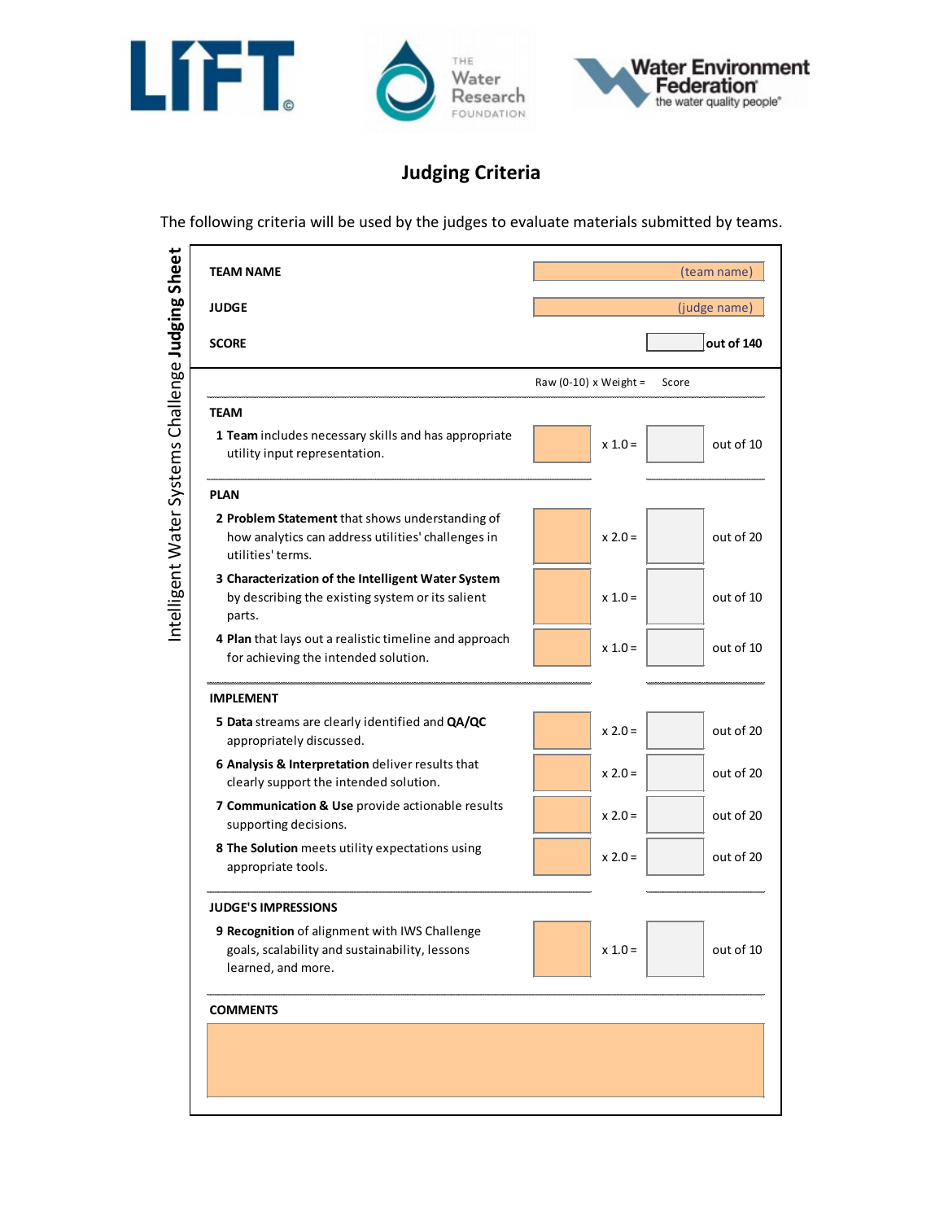# Judging Criteria

The following criteria will be used by the judges to evaluate materials submitted by teams.

**Intelligent Water Systems Challenge Judging Sheet**

| | | | | |
|---|---|---|---|---|
| **TEAM NAME** | (team name) | | | |
| **JUDGE** | (judge name) | | | |
| **SCORE** | | | | out of 140 |
| | Raw (0-10) | x Weight = | Score | |
| **TEAM** | | | | |
| **1 Team** includes necessary skills and has appropriate utility input representation. | | x 1.0 = | | out of 10 |
| **PLAN** | | | | |
| **2 Problem Statement** that shows understanding of how analytics can address utilities' challenges in utilities' terms. | | x 2.0 = | | out of 20 |
| **3 Characterization of the Intelligent Water System** by describing the existing system or its salient parts. | | x 1.0 = | | out of 10 |
| **4 Plan** that lays out a realistic timeline and approach for achieving the intended solution. | | x 1.0 = | | out of 10 |
| **IMPLEMENT** | | | | |
| **5 Data** streams are clearly identified and **QA/QC** appropriately discussed. | | x 2.0 = | | out of 20 |
| **6 Analysis & Interpretation** deliver results that clearly support the intended solution. | | x 2.0 = | | out of 20 |
| **7 Communication & Use** provide actionable results supporting decisions. | | x 2.0 = | | out of 20 |
| **8 The Solution** meets utility expectations using appropriate tools. | | x 2.0 = | | out of 20 |
| **JUDGE'S IMPRESSIONS** | | | | |
| **9 Recognition** of alignment with IWS Challenge goals, scalability and sustainability, lessons learned, and more. | | x 1.0 = | | out of 10 |

**COMMENTS**